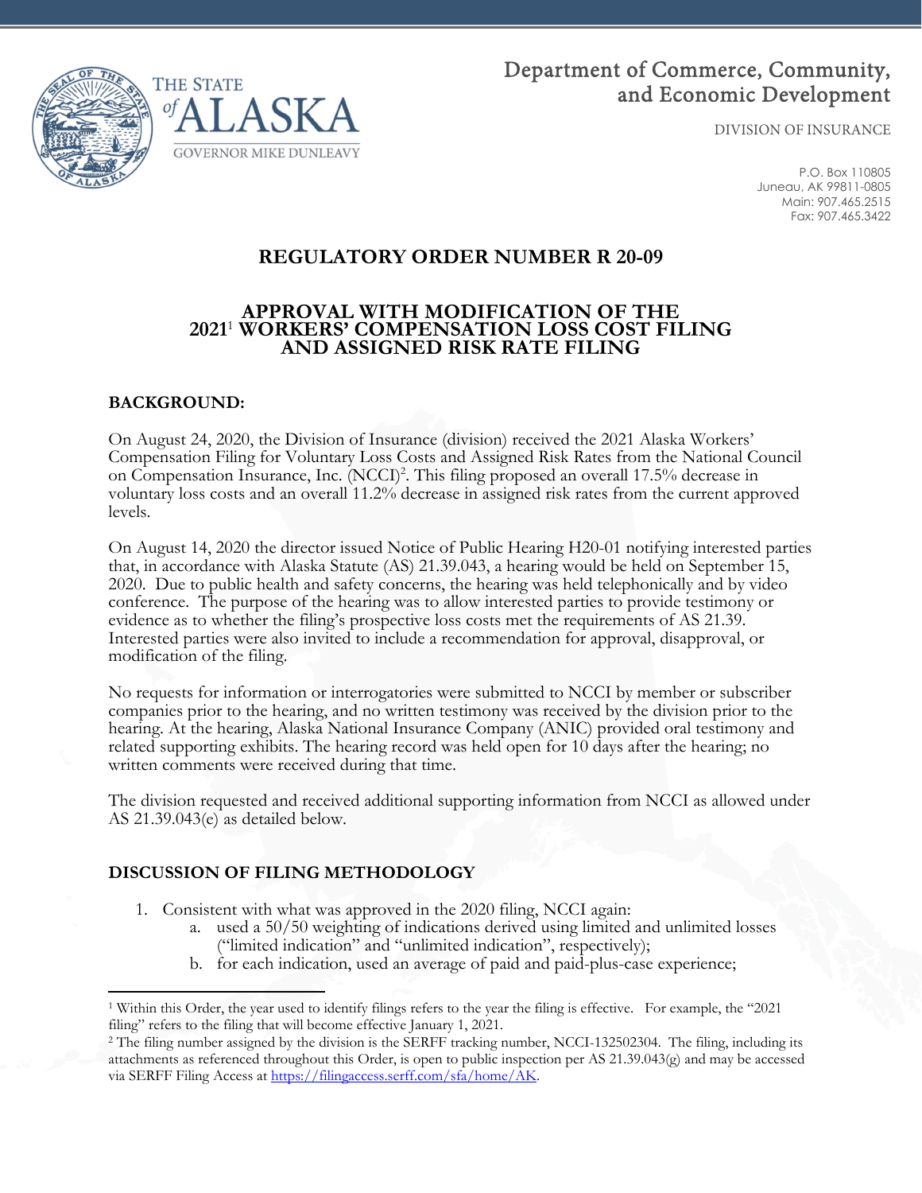Department of Commerce, Community, and Economic Development

DIVISION OF INSURANCE

THE STATE of ALASKA
GOVERNOR MIKE DUNLEAVY

P.O. Box 110805
Juneau, AK 99811-0805
Main: 907.465.2515
Fax: 907.465.3422

# REGULATORY ORDER NUMBER R 20-09

## APPROVAL WITH MODIFICATION OF THE 2021[1] WORKERS' COMPENSATION LOSS COST FILING AND ASSIGNED RISK RATE FILING

### BACKGROUND:

On August 24, 2020, the Division of Insurance (division) received the 2021 Alaska Workers' Compensation Filing for Voluntary Loss Costs and Assigned Risk Rates from the National Council on Compensation Insurance, Inc. (NCCI)[2]. This filing proposed an overall 17.5% decrease in voluntary loss costs and an overall 11.2% decrease in assigned risk rates from the current approved levels.

On August 14, 2020 the director issued Notice of Public Hearing H20-01 notifying interested parties that, in accordance with Alaska Statute (AS) 21.39.043, a hearing would be held on September 15, 2020. Due to public health and safety concerns, the hearing was held telephonically and by video conference. The purpose of the hearing was to allow interested parties to provide testimony or evidence as to whether the filing's prospective loss costs met the requirements of AS 21.39. Interested parties were also invited to include a recommendation for approval, disapproval, or modification of the filing.

No requests for information or interrogatories were submitted to NCCI by member or subscriber companies prior to the hearing, and no written testimony was received by the division prior to the hearing. At the hearing, Alaska National Insurance Company (ANIC) provided oral testimony and related supporting exhibits. The hearing record was held open for 10 days after the hearing; no written comments were received during that time.

The division requested and received additional supporting information from NCCI as allowed under AS 21.39.043(e) as detailed below.

### DISCUSSION OF FILING METHODOLOGY

1. Consistent with what was approved in the 2020 filing, NCCI again:
   a. used a 50/50 weighting of indications derived using limited and unlimited losses ("limited indication" and "unlimited indication", respectively);
   b. for each indication, used an average of paid and paid-plus-case experience;

---

[1] Within this Order, the year used to identify filings refers to the year the filing is effective. For example, the "2021 filing" refers to the filing that will become effective January 1, 2021.

[2] The filing number assigned by the division is the SERFF tracking number, NCCI-132502304. The filing, including its attachments as referenced throughout this Order, is open to public inspection per AS 21.39.043(g) and may be accessed via SERFF Filing Access at https://filingaccess.serff.com/sfa/home/AK.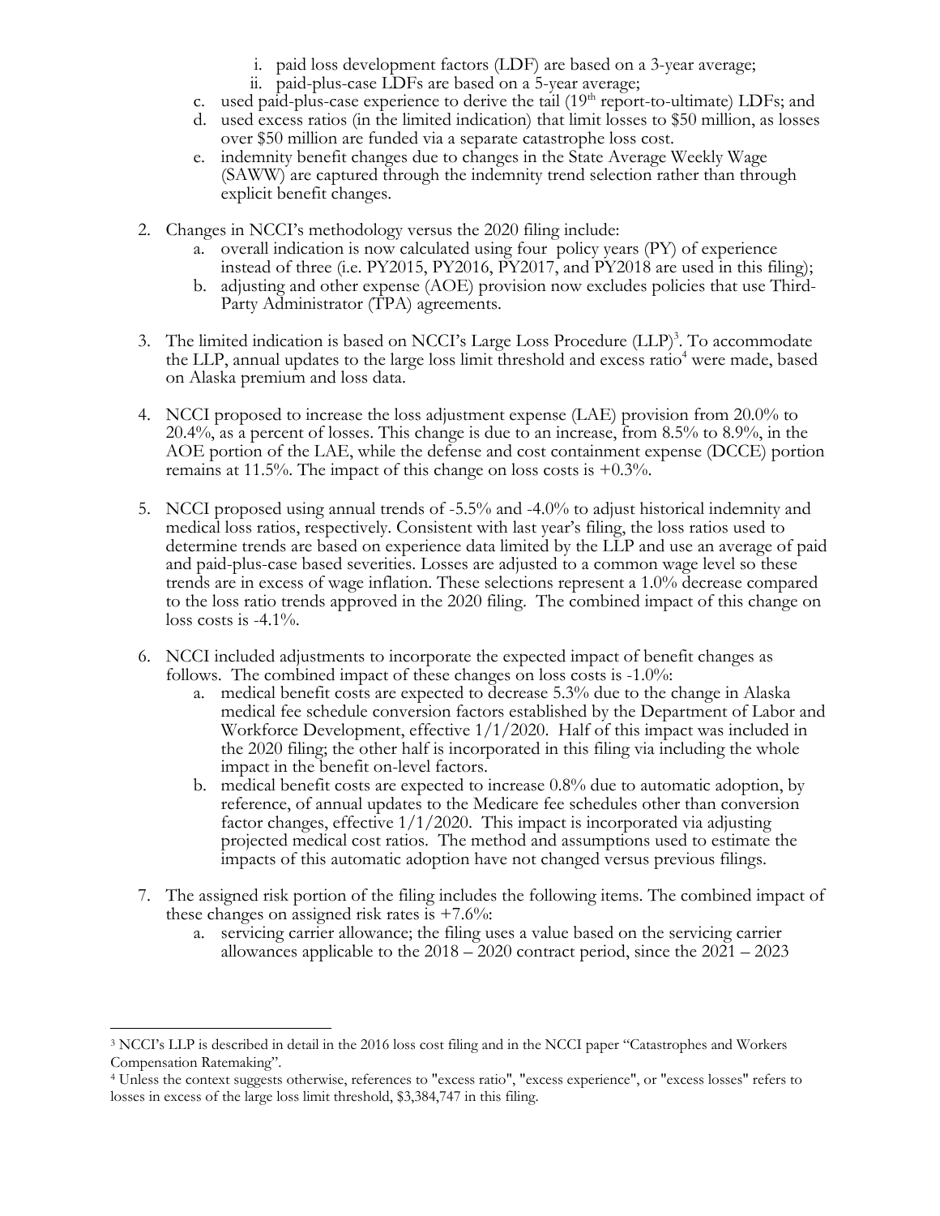i. paid loss development factors (LDF) are based on a 3-year average;

ii. paid-plus-case LDFs are based on a 5-year average;

c. used paid-plus-case experience to derive the tail (19th report-to-ultimate) LDFs; and

d. used excess ratios (in the limited indication) that limit losses to \$50 million, as losses over \$50 million are funded via a separate catastrophe loss cost.

e. indemnity benefit changes due to changes in the State Average Weekly Wage (SAWW) are captured through the indemnity trend selection rather than through explicit benefit changes.

2. Changes in NCCI's methodology versus the 2020 filing include:
   a. overall indication is now calculated using four policy years (PY) of experience instead of three (i.e. PY2015, PY2016, PY2017, and PY2018 are used in this filing);
   b. adjusting and other expense (AOE) provision now excludes policies that use Third-Party Administrator (TPA) agreements.

3. The limited indication is based on NCCI's Large Loss Procedure (LLP)[3]. To accommodate the LLP, annual updates to the large loss limit threshold and excess ratio[4] were made, based on Alaska premium and loss data.

4. NCCI proposed to increase the loss adjustment expense (LAE) provision from 20.0% to 20.4%, as a percent of losses. This change is due to an increase, from 8.5% to 8.9%, in the AOE portion of the LAE, while the defense and cost containment expense (DCCE) portion remains at 11.5%. The impact of this change on loss costs is +0.3%.

5. NCCI proposed using annual trends of -5.5% and -4.0% to adjust historical indemnity and medical loss ratios, respectively. Consistent with last year's filing, the loss ratios used to determine trends are based on experience data limited by the LLP and use an average of paid and paid-plus-case based severities. Losses are adjusted to a common wage level so these trends are in excess of wage inflation. These selections represent a 1.0% decrease compared to the loss ratio trends approved in the 2020 filing. The combined impact of this change on loss costs is -4.1%.

6. NCCI included adjustments to incorporate the expected impact of benefit changes as follows. The combined impact of these changes on loss costs is -1.0%:
   a. medical benefit costs are expected to decrease 5.3% due to the change in Alaska medical fee schedule conversion factors established by the Department of Labor and Workforce Development, effective 1/1/2020. Half of this impact was included in the 2020 filing; the other half is incorporated in this filing via including the whole impact in the benefit on-level factors.
   b. medical benefit costs are expected to increase 0.8% due to automatic adoption, by reference, of annual updates to the Medicare fee schedules other than conversion factor changes, effective 1/1/2020. This impact is incorporated via adjusting projected medical cost ratios. The method and assumptions used to estimate the impacts of this automatic adoption have not changed versus previous filings.

7. The assigned risk portion of the filing includes the following items. The combined impact of these changes on assigned risk rates is +7.6%:
   a. servicing carrier allowance; the filing uses a value based on the servicing carrier allowances applicable to the 2018 – 2020 contract period, since the 2021 – 2023

---

[3] NCCI's LLP is described in detail in the 2016 loss cost filing and in the NCCI paper "Catastrophes and Workers Compensation Ratemaking".

[4] Unless the context suggests otherwise, references to "excess ratio", "excess experience", or "excess losses" refers to losses in excess of the large loss limit threshold, \$3,384,747 in this filing.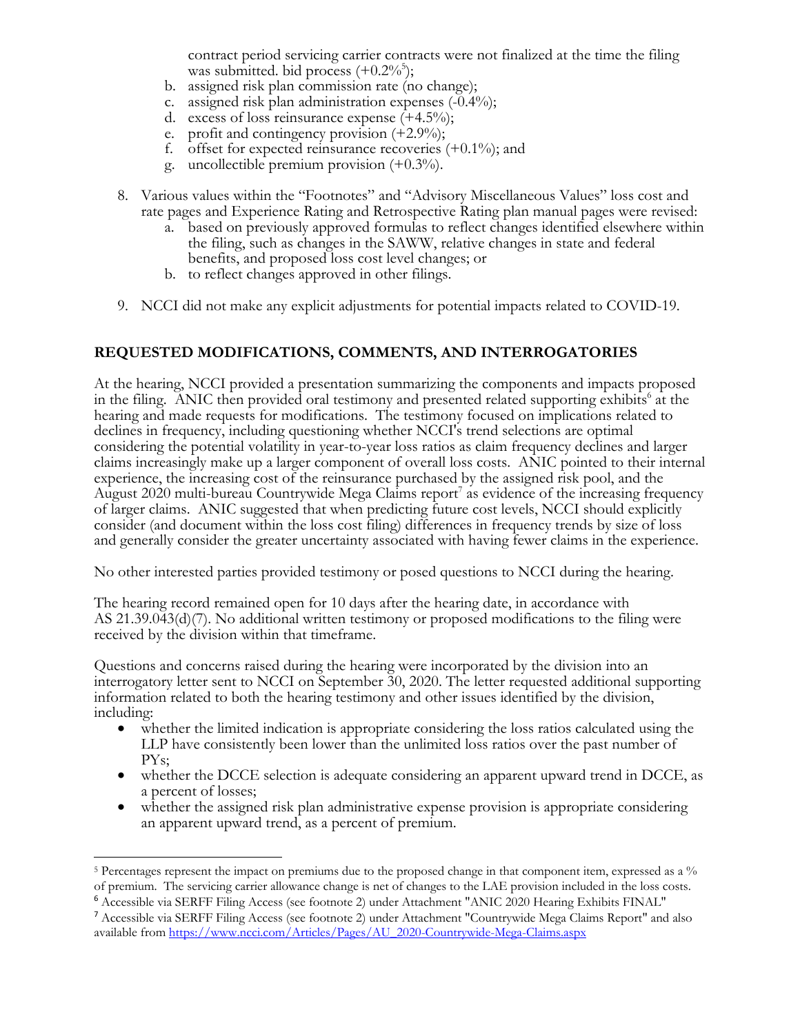contract period servicing carrier contracts were not finalized at the time the filing was submitted. bid process (+0.2%[5]);

b. assigned risk plan commission rate (no change);
c. assigned risk plan administration expenses (-0.4%);
d. excess of loss reinsurance expense (+4.5%);
e. profit and contingency provision (+2.9%);
f. offset for expected reinsurance recoveries (+0.1%); and
g. uncollectible premium provision (+0.3%).

8. Various values within the "Footnotes" and "Advisory Miscellaneous Values" loss cost and rate pages and Experience Rating and Retrospective Rating plan manual pages were revised:
   a. based on previously approved formulas to reflect changes identified elsewhere within the filing, such as changes in the SAWW, relative changes in state and federal benefits, and proposed loss cost level changes; or
   b. to reflect changes approved in other filings.

9. NCCI did not make any explicit adjustments for potential impacts related to COVID-19.

## REQUESTED MODIFICATIONS, COMMENTS, AND INTERROGATORIES

At the hearing, NCCI provided a presentation summarizing the components and impacts proposed in the filing. ANIC then provided oral testimony and presented related supporting exhibits[6] at the hearing and made requests for modifications. The testimony focused on implications related to declines in frequency, including questioning whether NCCI's trend selections are optimal considering the potential volatility in year-to-year loss ratios as claim frequency declines and larger claims increasingly make up a larger component of overall loss costs. ANIC pointed to their internal experience, the increasing cost of the reinsurance purchased by the assigned risk pool, and the August 2020 multi-bureau Countrywide Mega Claims report[7] as evidence of the increasing frequency of larger claims. ANIC suggested that when predicting future cost levels, NCCI should explicitly consider (and document within the loss cost filing) differences in frequency trends by size of loss and generally consider the greater uncertainty associated with having fewer claims in the experience.

No other interested parties provided testimony or posed questions to NCCI during the hearing.

The hearing record remained open for 10 days after the hearing date, in accordance with AS 21.39.043(d)(7). No additional written testimony or proposed modifications to the filing were received by the division within that timeframe.

Questions and concerns raised during the hearing were incorporated by the division into an interrogatory letter sent to NCCI on September 30, 2020. The letter requested additional supporting information related to both the hearing testimony and other issues identified by the division, including:

- whether the limited indication is appropriate considering the loss ratios calculated using the LLP have consistently been lower than the unlimited loss ratios over the past number of PYs;
- whether the DCCE selection is adequate considering an apparent upward trend in DCCE, as a percent of losses;
- whether the assigned risk plan administrative expense provision is appropriate considering an apparent upward trend, as a percent of premium.

---

[5] Percentages represent the impact on premiums due to the proposed change in that component item, expressed as a % of premium. The servicing carrier allowance change is net of changes to the LAE provision included in the loss costs.

[6] Accessible via SERFF Filing Access (see footnote 2) under Attachment "ANIC 2020 Hearing Exhibits FINAL"

[7] Accessible via SERFF Filing Access (see footnote 2) under Attachment "Countrywide Mega Claims Report" and also available from https://www.ncci.com/Articles/Pages/AU_2020-Countrywide-Mega-Claims.aspx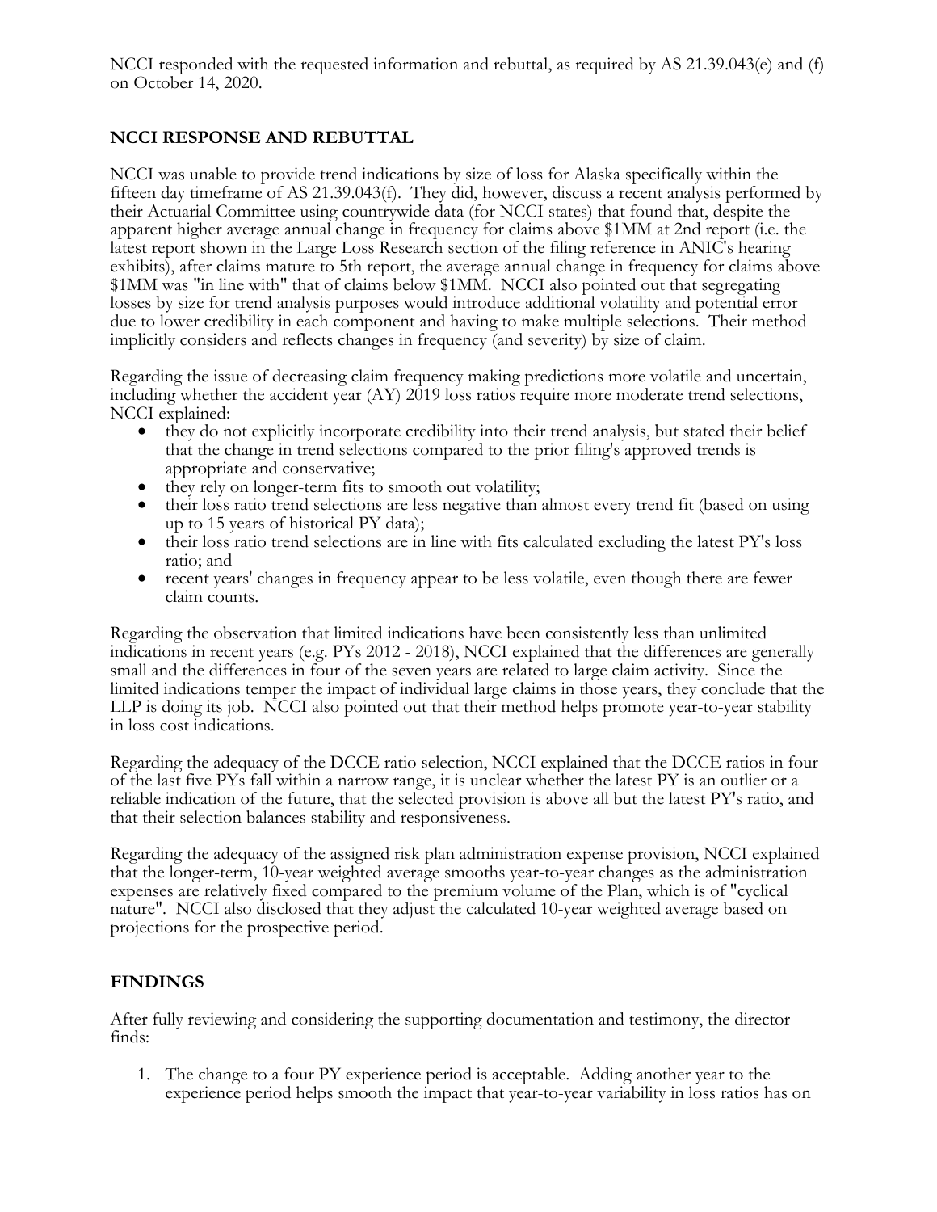NCCI responded with the requested information and rebuttal, as required by AS 21.39.043(e) and (f) on October 14, 2020.

## NCCI RESPONSE AND REBUTTAL

NCCI was unable to provide trend indications by size of loss for Alaska specifically within the fifteen day timeframe of AS 21.39.043(f). They did, however, discuss a recent analysis performed by their Actuarial Committee using countrywide data (for NCCI states) that found that, despite the apparent higher average annual change in frequency for claims above $1MM at 2nd report (i.e. the latest report shown in the Large Loss Research section of the filing reference in ANIC's hearing exhibits), after claims mature to 5th report, the average annual change in frequency for claims above $1MM was "in line with" that of claims below $1MM. NCCI also pointed out that segregating losses by size for trend analysis purposes would introduce additional volatility and potential error due to lower credibility in each component and having to make multiple selections. Their method implicitly considers and reflects changes in frequency (and severity) by size of claim.

Regarding the issue of decreasing claim frequency making predictions more volatile and uncertain, including whether the accident year (AY) 2019 loss ratios require more moderate trend selections, NCCI explained:

- they do not explicitly incorporate credibility into their trend analysis, but stated their belief that the change in trend selections compared to the prior filing's approved trends is appropriate and conservative;
- they rely on longer-term fits to smooth out volatility;
- their loss ratio trend selections are less negative than almost every trend fit (based on using up to 15 years of historical PY data);
- their loss ratio trend selections are in line with fits calculated excluding the latest PY's loss ratio; and
- recent years' changes in frequency appear to be less volatile, even though there are fewer claim counts.

Regarding the observation that limited indications have been consistently less than unlimited indications in recent years (e.g. PYs 2012 - 2018), NCCI explained that the differences are generally small and the differences in four of the seven years are related to large claim activity. Since the limited indications temper the impact of individual large claims in those years, they conclude that the LLP is doing its job. NCCI also pointed out that their method helps promote year-to-year stability in loss cost indications.

Regarding the adequacy of the DCCE ratio selection, NCCI explained that the DCCE ratios in four of the last five PYs fall within a narrow range, it is unclear whether the latest PY is an outlier or a reliable indication of the future, that the selected provision is above all but the latest PY's ratio, and that their selection balances stability and responsiveness.

Regarding the adequacy of the assigned risk plan administration expense provision, NCCI explained that the longer-term, 10-year weighted average smooths year-to-year changes as the administration expenses are relatively fixed compared to the premium volume of the Plan, which is of "cyclical nature". NCCI also disclosed that they adjust the calculated 10-year weighted average based on projections for the prospective period.

## FINDINGS

After fully reviewing and considering the supporting documentation and testimony, the director finds:

1. The change to a four PY experience period is acceptable. Adding another year to the experience period helps smooth the impact that year-to-year variability in loss ratios has on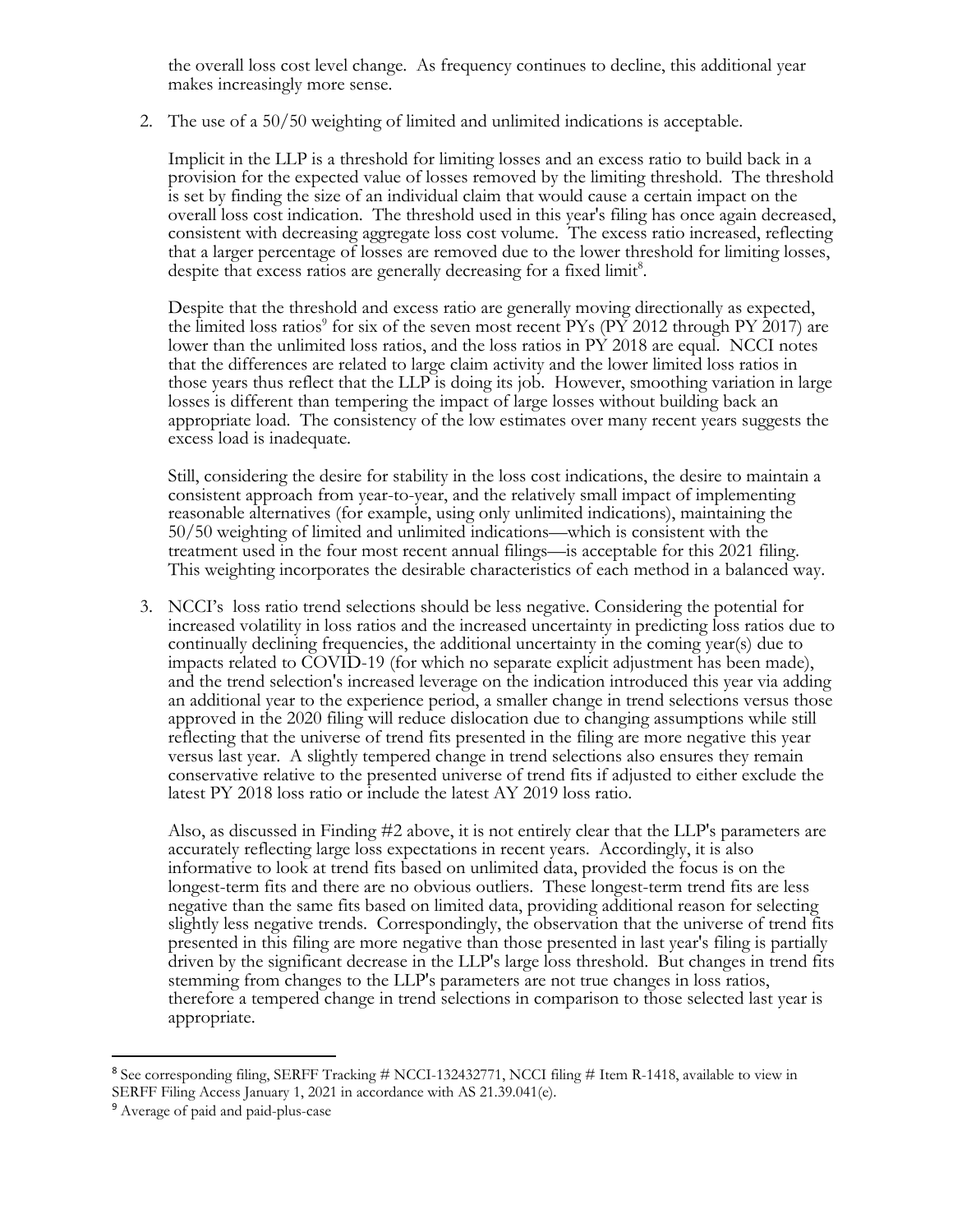the overall loss cost level change. As frequency continues to decline, this additional year makes increasingly more sense.

2. The use of a 50/50 weighting of limited and unlimited indications is acceptable.

   Implicit in the LLP is a threshold for limiting losses and an excess ratio to build back in a provision for the expected value of losses removed by the limiting threshold. The threshold is set by finding the size of an individual claim that would cause a certain impact on the overall loss cost indication. The threshold used in this year's filing has once again decreased, consistent with decreasing aggregate loss cost volume. The excess ratio increased, reflecting that a larger percentage of losses are removed due to the lower threshold for limiting losses, despite that excess ratios are generally decreasing for a fixed limit[8].

   Despite that the threshold and excess ratio are generally moving directionally as expected, the limited loss ratios[9] for six of the seven most recent PYs (PY 2012 through PY 2017) are lower than the unlimited loss ratios, and the loss ratios in PY 2018 are equal. NCCI notes that the differences are related to large claim activity and the lower limited loss ratios in those years thus reflect that the LLP is doing its job. However, smoothing variation in large losses is different than tempering the impact of large losses without building back an appropriate load. The consistency of the low estimates over many recent years suggests the excess load is inadequate.

   Still, considering the desire for stability in the loss cost indications, the desire to maintain a consistent approach from year-to-year, and the relatively small impact of implementing reasonable alternatives (for example, using only unlimited indications), maintaining the 50/50 weighting of limited and unlimited indications—which is consistent with the treatment used in the four most recent annual filings—is acceptable for this 2021 filing. This weighting incorporates the desirable characteristics of each method in a balanced way.

3. NCCI's loss ratio trend selections should be less negative. Considering the potential for increased volatility in loss ratios and the increased uncertainty in predicting loss ratios due to continually declining frequencies, the additional uncertainty in the coming year(s) due to impacts related to COVID-19 (for which no separate explicit adjustment has been made), and the trend selection's increased leverage on the indication introduced this year via adding an additional year to the experience period, a smaller change in trend selections versus those approved in the 2020 filing will reduce dislocation due to changing assumptions while still reflecting that the universe of trend fits presented in the filing are more negative this year versus last year. A slightly tempered change in trend selections also ensures they remain conservative relative to the presented universe of trend fits if adjusted to either exclude the latest PY 2018 loss ratio or include the latest AY 2019 loss ratio.

   Also, as discussed in Finding #2 above, it is not entirely clear that the LLP's parameters are accurately reflecting large loss expectations in recent years. Accordingly, it is also informative to look at trend fits based on unlimited data, provided the focus is on the longest-term fits and there are no obvious outliers. These longest-term trend fits are less negative than the same fits based on limited data, providing additional reason for selecting slightly less negative trends. Correspondingly, the observation that the universe of trend fits presented in this filing are more negative than those presented in last year's filing is partially driven by the significant decrease in the LLP's large loss threshold. But changes in trend fits stemming from changes to the LLP's parameters are not true changes in loss ratios, therefore a tempered change in trend selections in comparison to those selected last year is appropriate.

---

[8] See corresponding filing, SERFF Tracking # NCCI-132432771, NCCI filing # Item R-1418, available to view in SERFF Filing Access January 1, 2021 in accordance with AS 21.39.041(e).

[9] Average of paid and paid-plus-case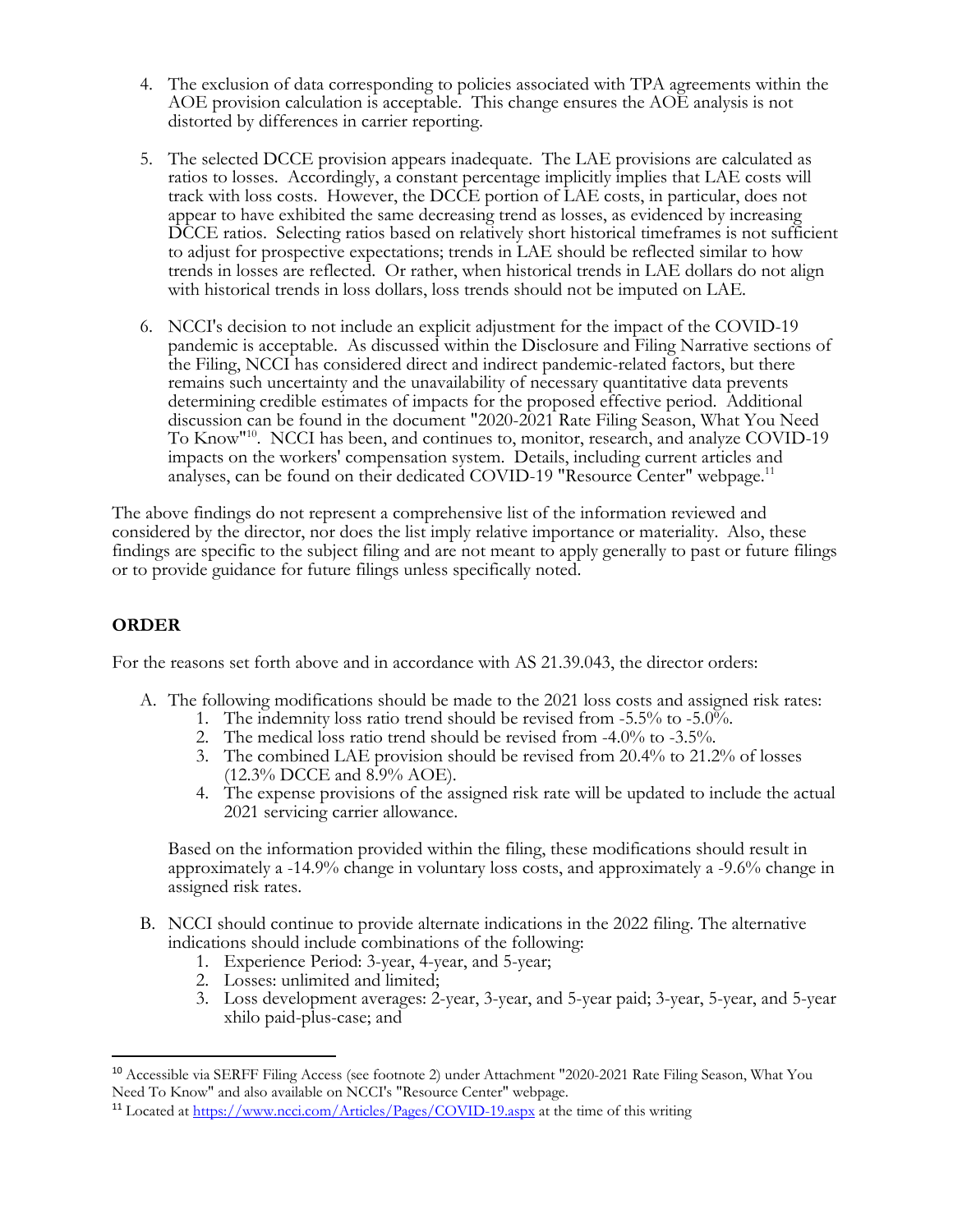4. The exclusion of data corresponding to policies associated with TPA agreements within the AOE provision calculation is acceptable. This change ensures the AOE analysis is not distorted by differences in carrier reporting.

5. The selected DCCE provision appears inadequate. The LAE provisions are calculated as ratios to losses. Accordingly, a constant percentage implicitly implies that LAE costs will track with loss costs. However, the DCCE portion of LAE costs, in particular, does not appear to have exhibited the same decreasing trend as losses, as evidenced by increasing DCCE ratios. Selecting ratios based on relatively short historical timeframes is not sufficient to adjust for prospective expectations; trends in LAE should be reflected similar to how trends in losses are reflected. Or rather, when historical trends in LAE dollars do not align with historical trends in loss dollars, loss trends should not be imputed on LAE.

6. NCCI's decision to not include an explicit adjustment for the impact of the COVID-19 pandemic is acceptable. As discussed within the Disclosure and Filing Narrative sections of the Filing, NCCI has considered direct and indirect pandemic-related factors, but there remains such uncertainty and the unavailability of necessary quantitative data prevents determining credible estimates of impacts for the proposed effective period. Additional discussion can be found in the document "2020-2021 Rate Filing Season, What You Need To Know"[10]. NCCI has been, and continues to, monitor, research, and analyze COVID-19 impacts on the workers' compensation system. Details, including current articles and analyses, can be found on their dedicated COVID-19 "Resource Center" webpage.[11]

The above findings do not represent a comprehensive list of the information reviewed and considered by the director, nor does the list imply relative importance or materiality. Also, these findings are specific to the subject filing and are not meant to apply generally to past or future filings or to provide guidance for future filings unless specifically noted.

## ORDER

For the reasons set forth above and in accordance with AS 21.39.043, the director orders:

A. The following modifications should be made to the 2021 loss costs and assigned risk rates:
   1. The indemnity loss ratio trend should be revised from -5.5% to -5.0%.
   2. The medical loss ratio trend should be revised from -4.0% to -3.5%.
   3. The combined LAE provision should be revised from 20.4% to 21.2% of losses (12.3% DCCE and 8.9% AOE).
   4. The expense provisions of the assigned risk rate will be updated to include the actual 2021 servicing carrier allowance.

   Based on the information provided within the filing, these modifications should result in approximately a -14.9% change in voluntary loss costs, and approximately a -9.6% change in assigned risk rates.

B. NCCI should continue to provide alternate indications in the 2022 filing. The alternative indications should include combinations of the following:
   1. Experience Period: 3-year, 4-year, and 5-year;
   2. Losses: unlimited and limited;
   3. Loss development averages: 2-year, 3-year, and 5-year paid; 3-year, 5-year, and 5-year xhilo paid-plus-case; and

---

[10] Accessible via SERFF Filing Access (see footnote 2) under Attachment "2020-2021 Rate Filing Season, What You Need To Know" and also available on NCCI's "Resource Center" webpage.

[11] Located at https://www.ncci.com/Articles/Pages/COVID-19.aspx at the time of this writing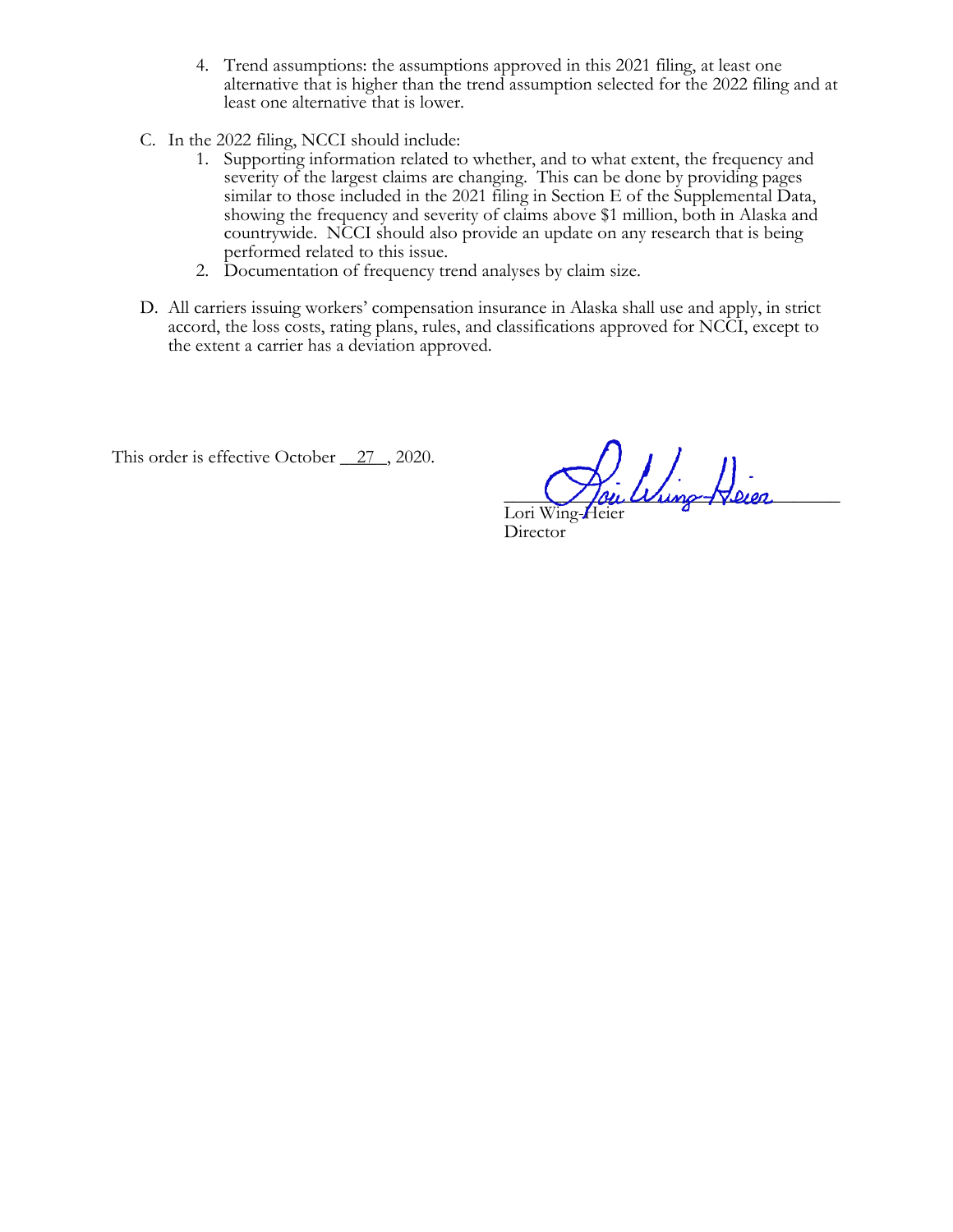4. Trend assumptions: the assumptions approved in this 2021 filing, at least one alternative that is higher than the trend assumption selected for the 2022 filing and at least one alternative that is lower.

C. In the 2022 filing, NCCI should include:
   1. Supporting information related to whether, and to what extent, the frequency and severity of the largest claims are changing. This can be done by providing pages similar to those included in the 2021 filing in Section E of the Supplemental Data, showing the frequency and severity of claims above $1 million, both in Alaska and countrywide. NCCI should also provide an update on any research that is being performed related to this issue.
   2. Documentation of frequency trend analyses by claim size.

D. All carriers issuing workers' compensation insurance in Alaska shall use and apply, in strict accord, the loss costs, rating plans, rules, and classifications approved for NCCI, except to the extent a carrier has a deviation approved.

This order is effective October __27__, 2020.

Lori Wing-Heier
Director